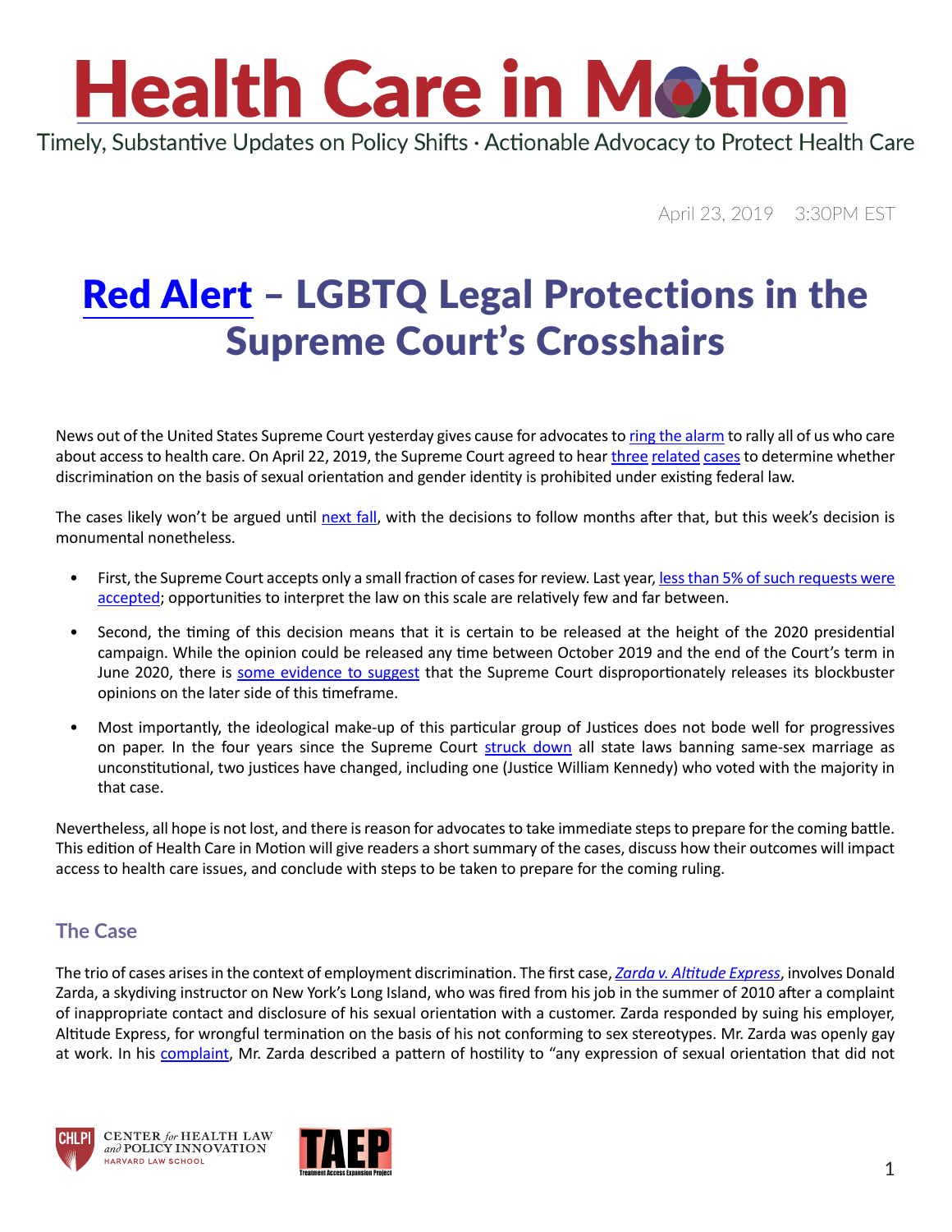# Health Care in Motion

Timely, Substantive Updates on Policy Shifts · Actionable Advocacy to Protect Health Care

April 23, 2019 3:30PM EST

## Red Alert – LGBTQ Legal Protections in the Supreme Court's Crosshairs

News out of the United States Supreme Court yesterday gives cause for advocates to ring the alarm to rally all of us who care about access to health care. On April 22, 2019, the Supreme Court agreed to hear three related cases to determine whether discrimination on the basis of sexual orientation and gender identity is prohibited under existing federal law.

The cases likely won't be argued until next fall, with the decisions to follow months after that, but this week's decision is monumental nonetheless.

- First, the Supreme Court accepts only a small fraction of cases for review. Last year, less than 5% of such requests were accepted; opportunities to interpret the law on this scale are relatively few and far between.
- Second, the timing of this decision means that it is certain to be released at the height of the 2020 presidential campaign. While the opinion could be released any time between October 2019 and the end of the Court's term in June 2020, there is some evidence to suggest that the Supreme Court disproportionately releases its blockbuster opinions on the later side of this timeframe.
- Most importantly, the ideological make-up of this particular group of Justices does not bode well for progressives on paper. In the four years since the Supreme Court struck down all state laws banning same-sex marriage as unconstitutional, two justices have changed, including one (Justice William Kennedy) who voted with the majority in that case.

Nevertheless, all hope is not lost, and there is reason for advocates to take immediate steps to prepare for the coming battle. This edition of Health Care in Motion will give readers a short summary of the cases, discuss how their outcomes will impact access to health care issues, and conclude with steps to be taken to prepare for the coming ruling.

### The Case

The trio of cases arises in the context of employment discrimination. The first case, *Zarda v. Altitude Express*, involves Donald Zarda, a skydiving instructor on New York's Long Island, who was fired from his job in the summer of 2010 after a complaint of inappropriate contact and disclosure of his sexual orientation with a customer. Zarda responded by suing his employer, Altitude Express, for wrongful termination on the basis of his not conforming to sex stereotypes. Mr. Zarda was openly gay at work. In his complaint, Mr. Zarda described a pattern of hostility to "any expression of sexual orientation that did not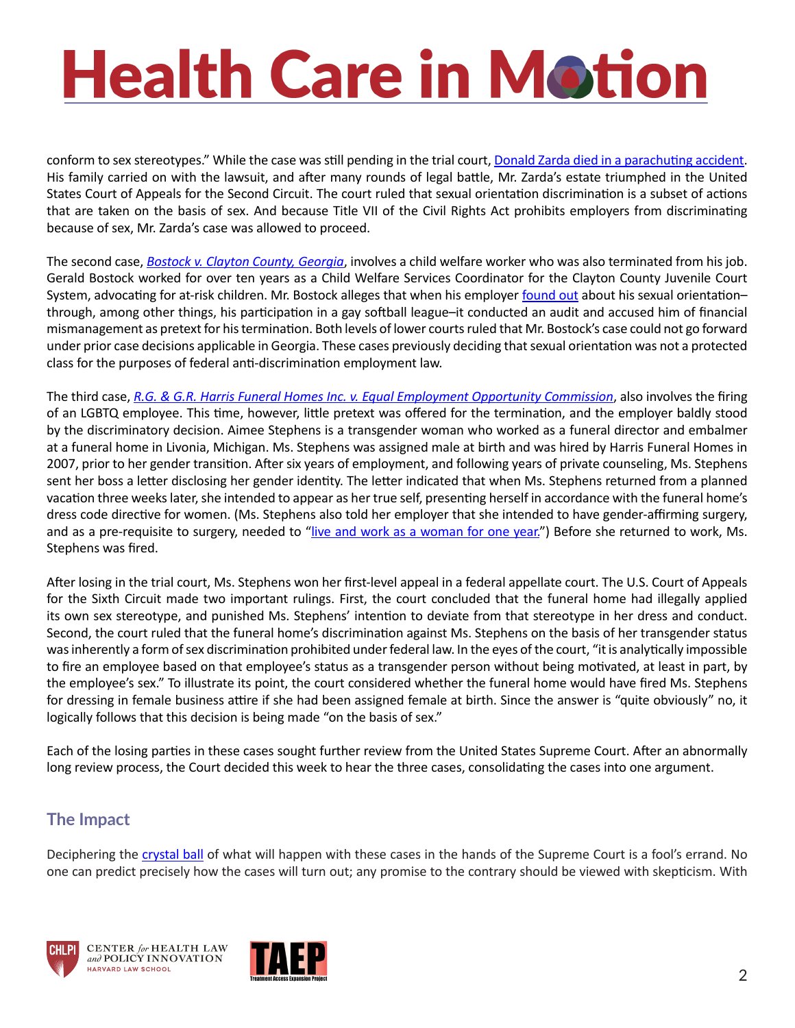conform to sex stereotypes." While the case was still pending in the trial court, [Donald Zarda died in a parachuting accident](). His family carried on with the lawsuit, and after many rounds of legal battle, Mr. Zarda's estate triumphed in the United States Court of Appeals for the Second Circuit. The court ruled that sexual orientation discrimination is a subset of actions that are taken on the basis of sex. And because Title VII of the Civil Rights Act prohibits employers from discriminating because of sex, Mr. Zarda's case was allowed to proceed.

The second case, *Bostock v. Clayton County, Georgia*, involves a child welfare worker who was also terminated from his job. Gerald Bostock worked for over ten years as a Child Welfare Services Coordinator for the Clayton County Juvenile Court System, advocating for at-risk children. Mr. Bostock alleges that when his employer found out about his sexual orientation–through, among other things, his participation in a gay softball league–it conducted an audit and accused him of financial mismanagement as pretext for his termination. Both levels of lower courts ruled that Mr. Bostock's case could not go forward under prior case decisions applicable in Georgia. These cases previously deciding that sexual orientation was not a protected class for the purposes of federal anti-discrimination employment law.

The third case, *R.G. & G.R. Harris Funeral Homes Inc. v. Equal Employment Opportunity Commission*, also involves the firing of an LGBTQ employee. This time, however, little pretext was offered for the termination, and the employer baldly stood by the discriminatory decision. Aimee Stephens is a transgender woman who worked as a funeral director and embalmer at a funeral home in Livonia, Michigan. Ms. Stephens was assigned male at birth and was hired by Harris Funeral Homes in 2007, prior to her gender transition. After six years of employment, and following years of private counseling, Ms. Stephens sent her boss a letter disclosing her gender identity. The letter indicated that when Ms. Stephens returned from a planned vacation three weeks later, she intended to appear as her true self, presenting herself in accordance with the funeral home's dress code directive for women. (Ms. Stephens also told her employer that she intended to have gender-affirming surgery, and as a pre-requisite to surgery, needed to "live and work as a woman for one year.") Before she returned to work, Ms. Stephens was fired.

After losing in the trial court, Ms. Stephens won her first-level appeal in a federal appellate court. The U.S. Court of Appeals for the Sixth Circuit made two important rulings. First, the court concluded that the funeral home had illegally applied its own sex stereotype, and punished Ms. Stephens' intention to deviate from that stereotype in her dress and conduct. Second, the court ruled that the funeral home's discrimination against Ms. Stephens on the basis of her transgender status was inherently a form of sex discrimination prohibited under federal law. In the eyes of the court, "it is analytically impossible to fire an employee based on that employee's status as a transgender person without being motivated, at least in part, by the employee's sex." To illustrate its point, the court considered whether the funeral home would have fired Ms. Stephens for dressing in female business attire if she had been assigned female at birth. Since the answer is "quite obviously" no, it logically follows that this decision is being made "on the basis of sex."

Each of the losing parties in these cases sought further review from the United States Supreme Court. After an abnormally long review process, the Court decided this week to hear the three cases, consolidating the cases into one argument.

## The Impact

Deciphering the crystal ball of what will happen with these cases in the hands of the Supreme Court is a fool's errand. No one can predict precisely how the cases will turn out; any promise to the contrary should be viewed with skepticism. With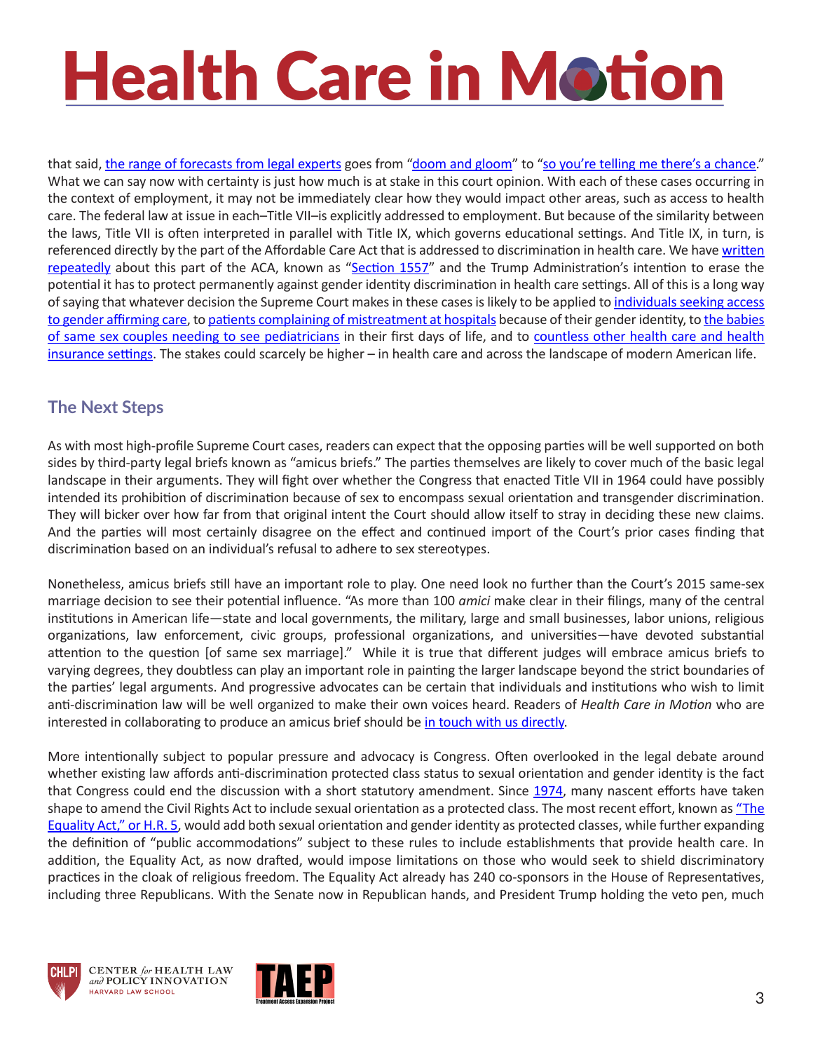that said, the range of forecasts from legal experts goes from "doom and gloom" to "so you're telling me there's a chance." What we can say now with certainty is just how much is at stake in this court opinion. With each of these cases occurring in the context of employment, it may not be immediately clear how they would impact other areas, such as access to health care. The federal law at issue in each–Title VII–is explicitly addressed to employment. But because of the similarity between the laws, Title VII is often interpreted in parallel with Title IX, which governs educational settings. And Title IX, in turn, is referenced directly by the part of the Affordable Care Act that is addressed to discrimination in health care. We have written repeatedly about this part of the ACA, known as "Section 1557" and the Trump Administration's intention to erase the potential it has to protect permanently against gender identity discrimination in health care settings. All of this is a long way of saying that whatever decision the Supreme Court makes in these cases is likely to be applied to individuals seeking access to gender affirming care, to patients complaining of mistreatment at hospitals because of their gender identity, to the babies of same sex couples needing to see pediatricians in their first days of life, and to countless other health care and health insurance settings. The stakes could scarcely be higher – in health care and across the landscape of modern American life.

## The Next Steps

As with most high-profile Supreme Court cases, readers can expect that the opposing parties will be well supported on both sides by third-party legal briefs known as "amicus briefs." The parties themselves are likely to cover much of the basic legal landscape in their arguments. They will fight over whether the Congress that enacted Title VII in 1964 could have possibly intended its prohibition of discrimination because of sex to encompass sexual orientation and transgender discrimination. They will bicker over how far from that original intent the Court should allow itself to stray in deciding these new claims. And the parties will most certainly disagree on the effect and continued import of the Court's prior cases finding that discrimination based on an individual's refusal to adhere to sex stereotypes.

Nonetheless, amicus briefs still have an important role to play. One need look no further than the Court's 2015 same-sex marriage decision to see their potential influence. "As more than 100 *amici* make clear in their filings, many of the central institutions in American life—state and local governments, the military, large and small businesses, labor unions, religious organizations, law enforcement, civic groups, professional organizations, and universities—have devoted substantial attention to the question [of same sex marriage]." While it is true that different judges will embrace amicus briefs to varying degrees, they doubtless can play an important role in painting the larger landscape beyond the strict boundaries of the parties' legal arguments. And progressive advocates can be certain that individuals and institutions who wish to limit anti-discrimination law will be well organized to make their own voices heard. Readers of *Health Care in Motion* who are interested in collaborating to produce an amicus brief should be in touch with us directly.

More intentionally subject to popular pressure and advocacy is Congress. Often overlooked in the legal debate around whether existing law affords anti-discrimination protected class status to sexual orientation and gender identity is the fact that Congress could end the discussion with a short statutory amendment. Since 1974, many nascent efforts have taken shape to amend the Civil Rights Act to include sexual orientation as a protected class. The most recent effort, known as "The Equality Act," or H.R. 5, would add both sexual orientation and gender identity as protected classes, while further expanding the definition of "public accommodations" subject to these rules to include establishments that provide health care. In addition, the Equality Act, as now drafted, would impose limitations on those who would seek to shield discriminatory practices in the cloak of religious freedom. The Equality Act already has 240 co-sponsors in the House of Representatives, including three Republicans. With the Senate now in Republican hands, and President Trump holding the veto pen, much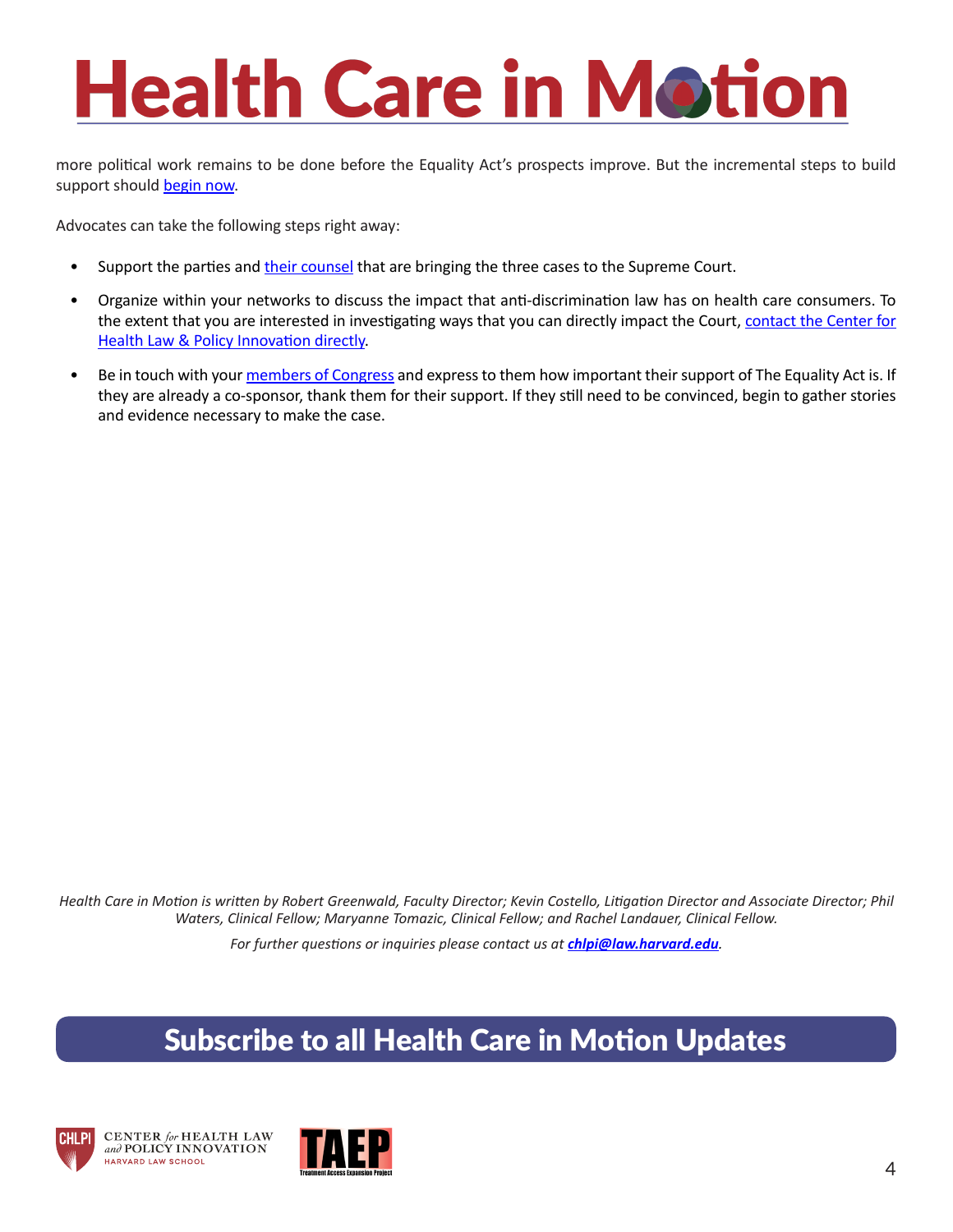more political work remains to be done before the Equality Act's prospects improve. But the incremental steps to build support should begin now.

Advocates can take the following steps right away:

- Support the parties and their counsel that are bringing the three cases to the Supreme Court.
- Organize within your networks to discuss the impact that anti-discrimination law has on health care consumers. To the extent that you are interested in investigating ways that you can directly impact the Court, contact the Center for Health Law & Policy Innovation directly.
- Be in touch with your members of Congress and express to them how important their support of The Equality Act is. If they are already a co-sponsor, thank them for their support. If they still need to be convinced, begin to gather stories and evidence necessary to make the case.

*Health Care in Motion is written by Robert Greenwald, Faculty Director; Kevin Costello, Litigation Director and Associate Director; Phil Waters, Clinical Fellow; Maryanne Tomazic, Clinical Fellow; and Rachel Landauer, Clinical Fellow.*

*For further questions or inquiries please contact us at* ***chlpi@law.harvard.edu****.*

**Subscribe to all Health Care in Motion Updates**